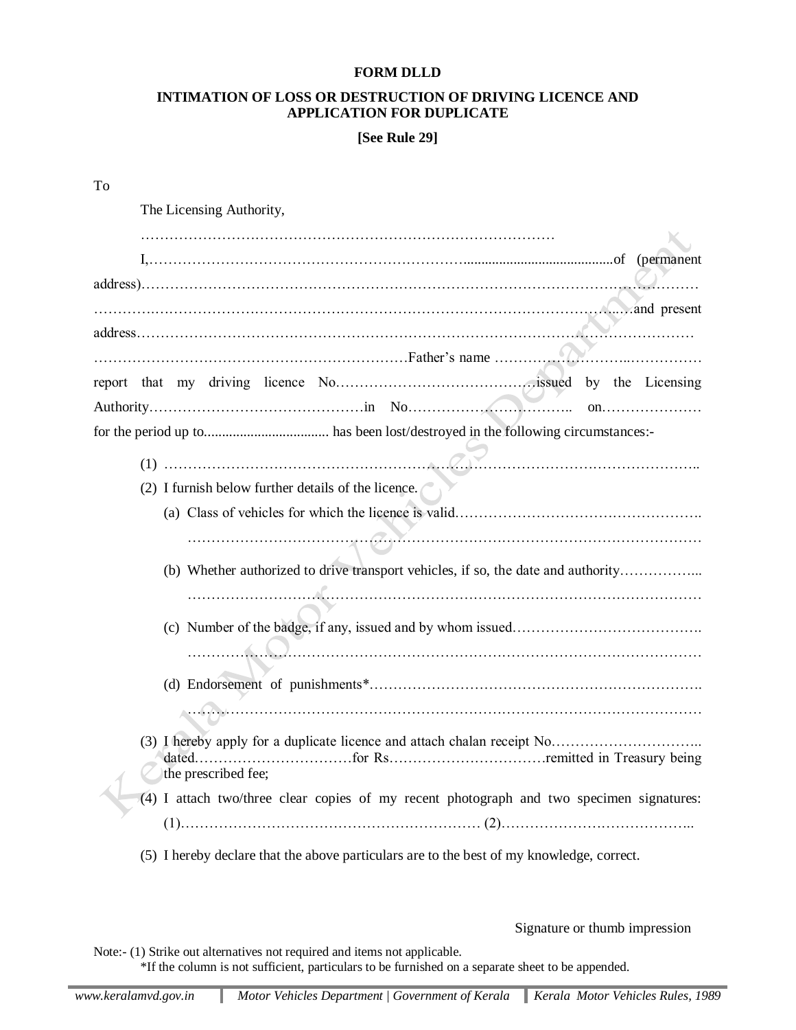**FORM DLLD**

**INTIMATION OF LOSS OR DESTRUCTION OF DRIVING LICENCE AND APPLICATION FOR DUPLICATE**

**[See Rule 29]**

To

The Licensing Authority,

……………………………………………………………………………

I,…………………………………………………………..........................................of (permanent address)………………………………………………………………………………………………………
…………………………………………………………………………………………………and present address………………………………………………………………………………………………………
…………………………………………………………Father's name ……………………..……………
report that my driving licence No…………………………………issued by the Licensing Authority………………………………………in No…………………………….. on…………………
for the period up to.................................. has been lost/destroyed in the following circumstances:-

(1) ………………………………………………………………………………………………………..

(2) I furnish below further details of the licence.

(a) Class of vehicles for which the licence is valid…………………………………………….
………………………………………………………………………………………………

(b) Whether authorized to drive transport vehicles, if so, the date and authority……………...
………………………………………………………………………………………………

(c) Number of the badge, if any, issued and by whom issued………………………………….
………………………………………………………………………………………………

(d) Endorsement of punishments*…………………………………………………………….
………………………………………………………………………………………………

(3) I hereby apply for a duplicate licence and attach chalan receipt No………………………….. dated……………………………for Rs……………………………remitted in Treasury being the prescribed fee;

(4) I attach two/three clear copies of my recent photograph and two specimen signatures: (1)……………………………………………………… (2)………………………………...

(5) I hereby declare that the above particulars are to the best of my knowledge, correct.

Signature or thumb impression

Note:- (1) Strike out alternatives not required and items not applicable.
*If the column is not sufficient, particulars to be furnished on a separate sheet to be appended.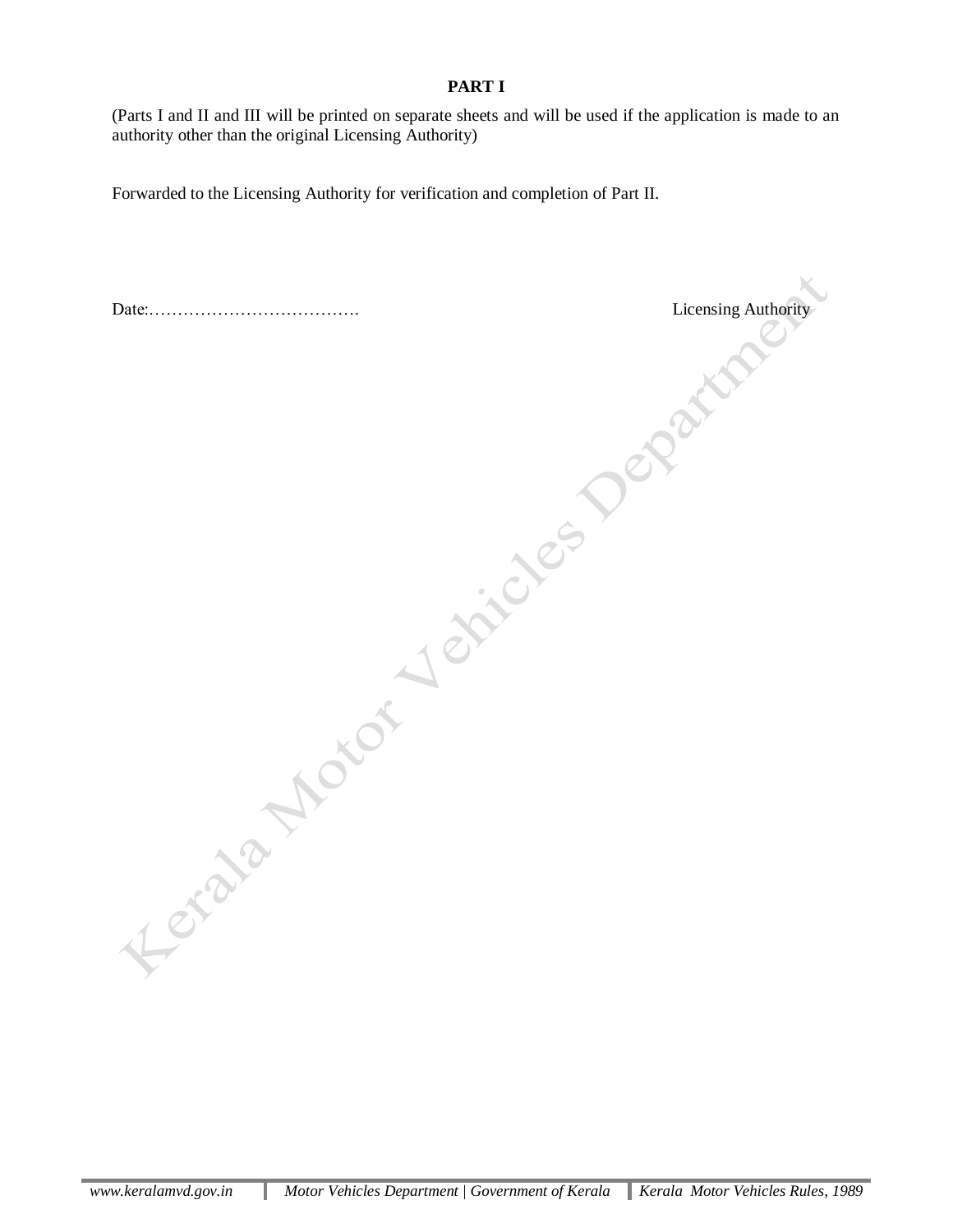**PART I**

(Parts I and II and III will be printed on separate sheets and will be used if the application is made to an authority other than the original Licensing Authority)

Forwarded to the Licensing Authority for verification and completion of Part II.

Date:………………………………. Licensing Authority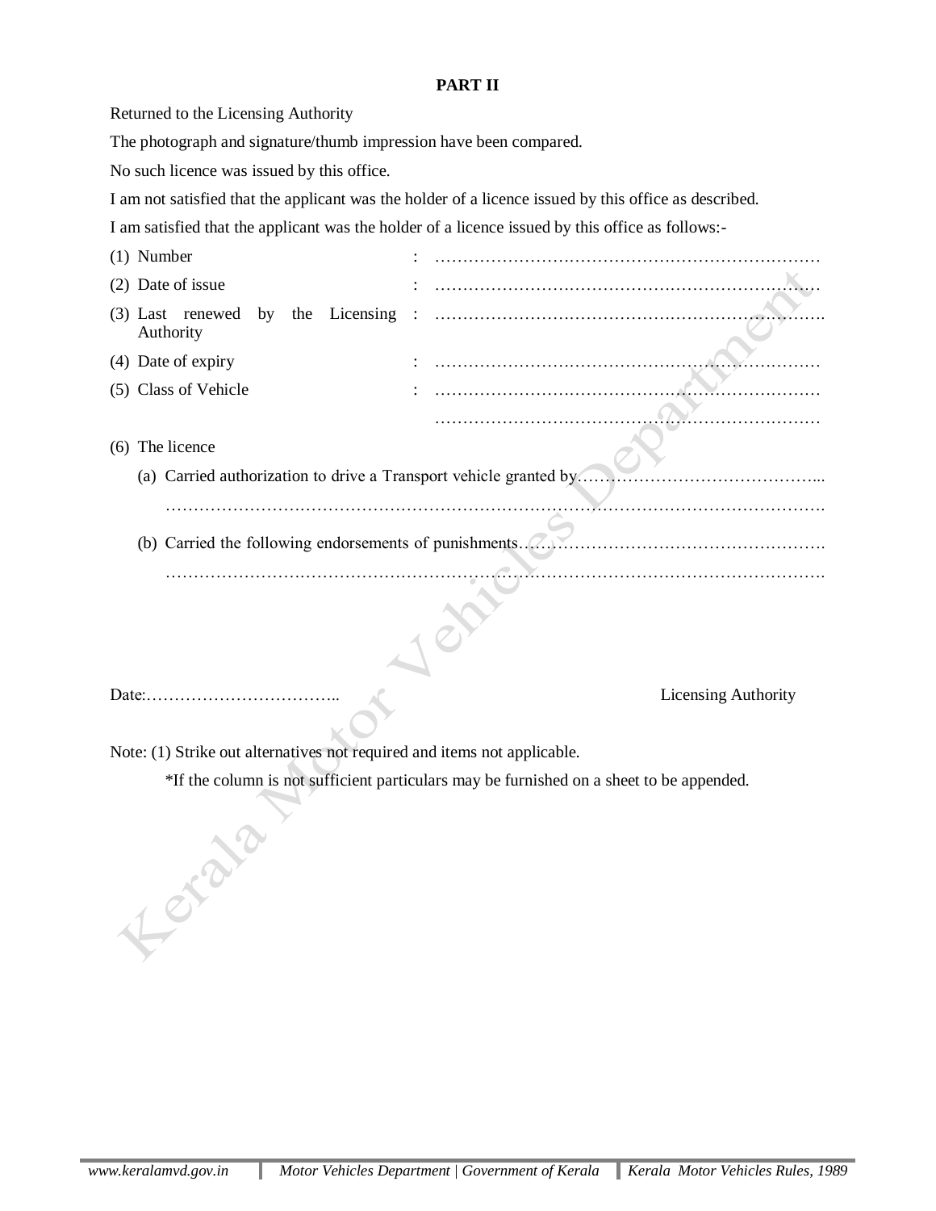**PART II**

Returned to the Licensing Authority

The photograph and signature/thumb impression have been compared.

No such licence was issued by this office.

I am not satisfied that the applicant was the holder of a licence issued by this office as described.

I am satisfied that the applicant was the holder of a licence issued by this office as follows:-

(1) Number : ………………………………………………………………

(2) Date of issue : ………………………………………………………………

(3) Last renewed by the Licensing Authority : ………………………………………………………………

(4) Date of expiry : ………………………………………………………………

(5) Class of Vehicle : ………………………………………………………………
………………………………………………………………

(6) The licence

(a) Carried authorization to drive a Transport vehicle granted by…………………………………………...
……………………………………………………………………………………………………………

(b) Carried the following endorsements of punishments…………………………………………………….
……………………………………………………………………………………………………………

Date:……………………………..

Licensing Authority

Note: (1) Strike out alternatives not required and items not applicable.

*If the column is not sufficient particulars may be furnished on a sheet to be appended.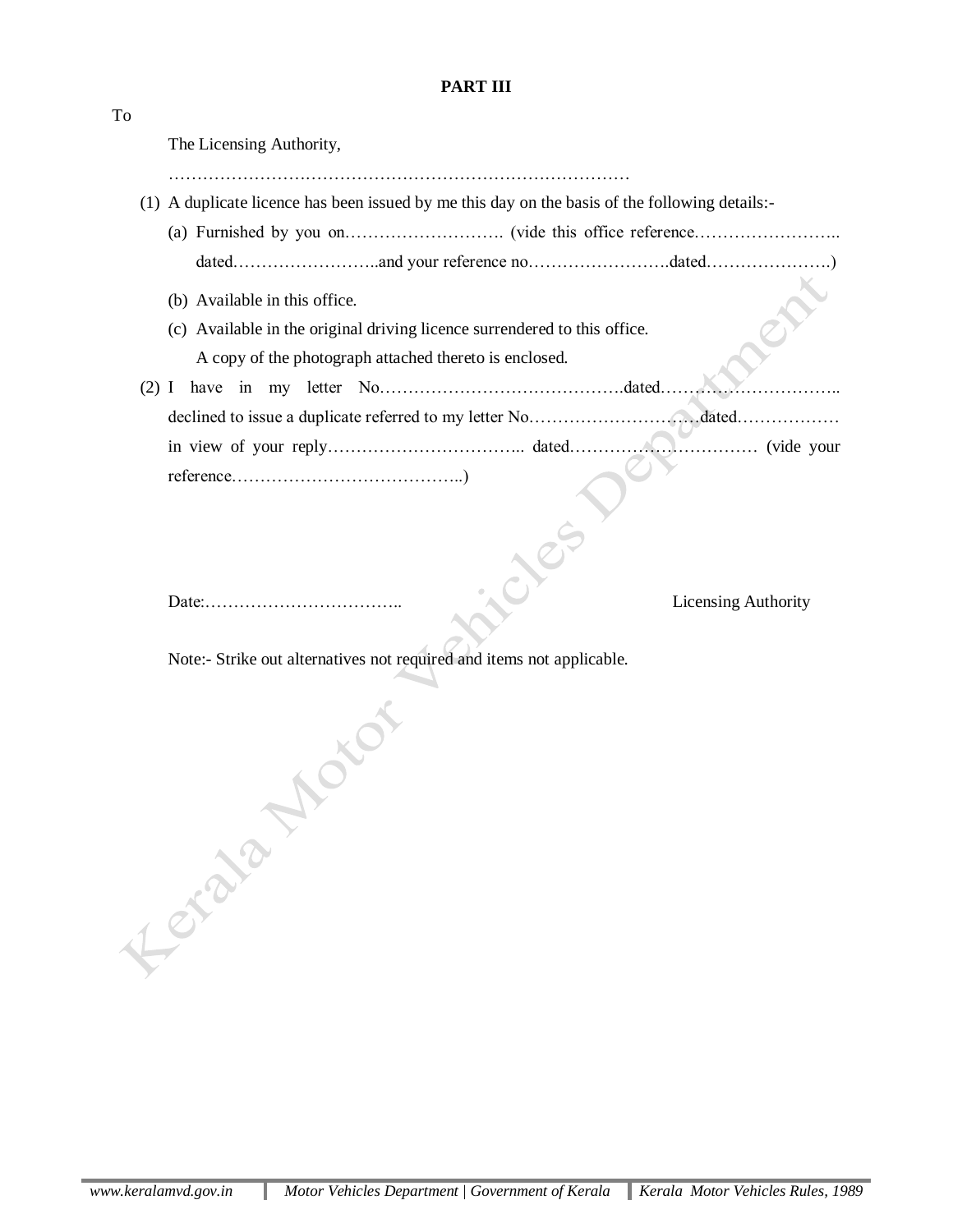**PART III**

To

The Licensing Authority,

…………………………………………………………………………

(1) A duplicate licence has been issued by me this day on the basis of the following details:-

(a) Furnished by you on………………………. (vide this office reference…………………….. dated……………………..and your reference no…………………….dated………………….)

(b) Available in this office.

(c) Available in the original driving licence surrendered to this office.
A copy of the photograph attached thereto is enclosed.

(2) I have in my letter No…………………………………….dated………………………….. declined to issue a duplicate referred to my letter No…………………………dated……………… in view of your reply…………………………….. dated…………………………… (vide your reference…………………………………..)

Date:……………………………..

Licensing Authority

Note:- Strike out alternatives not required and items not applicable.